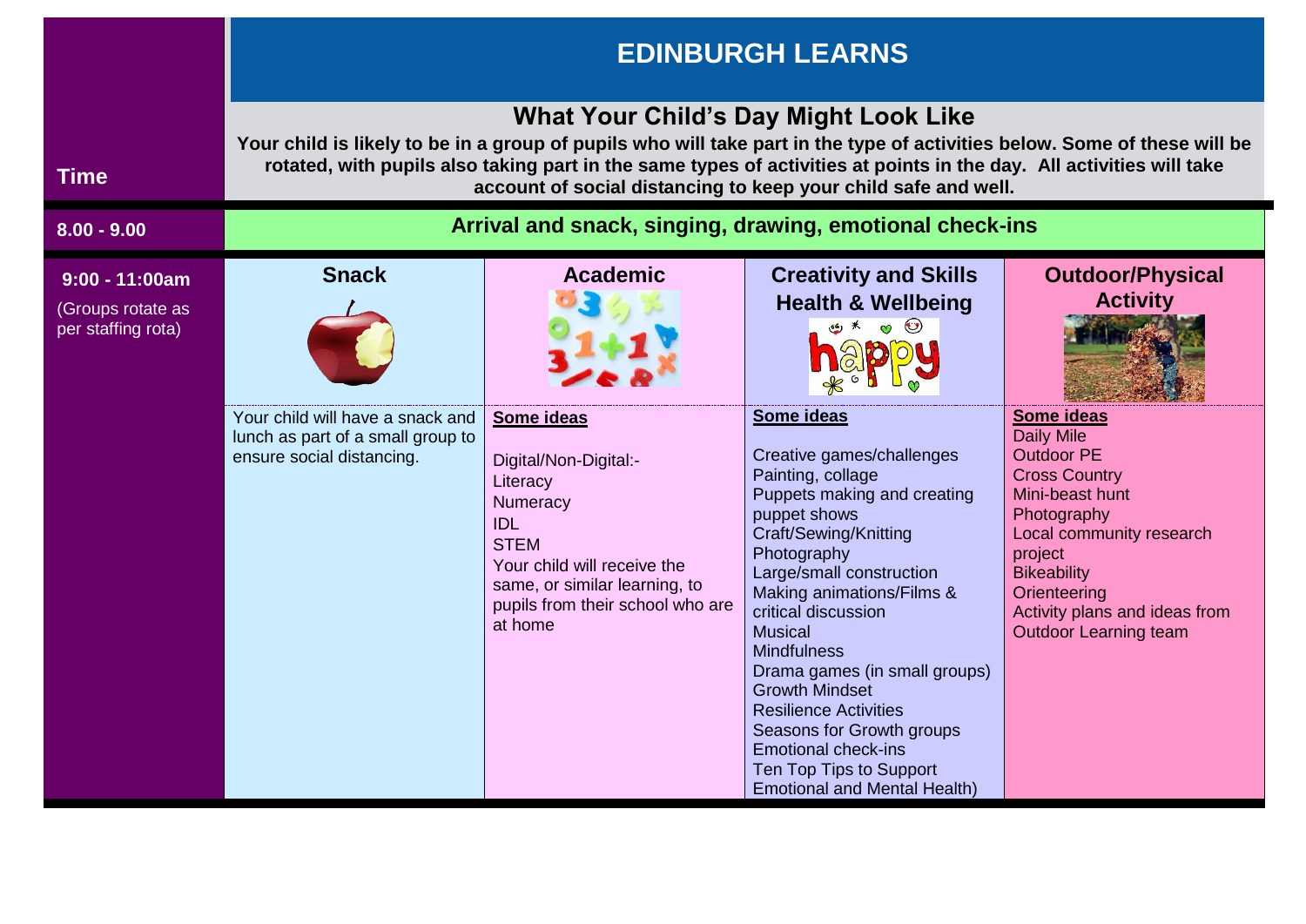# EDINBURGH LEARNS

## What Your Child's Day Might Look Like

**Your child is likely to be in a group of pupils who will take part in the type of activities below. Some of these will be rotated, with pupils also taking part in the same types of activities at points in the day. All activities will take account of social distancing to keep your child safe and well.**

| Time | | | | |
|---|---|---|---|---|
| **8.00 - 9.00** | **Arrival and snack, singing, drawing, emotional check-ins** | | | |
| **9:00 - 11:00am** (Groups rotate as per staffing rota) | **Snack** | **Academic** | **Creativity and Skills Health & Wellbeing** | **Outdoor/Physical Activity** |
| | Your child will have a snack and lunch as part of a small group to ensure social distancing. | **Some ideas**<br><br>Digital/Non-Digital:-<br>Literacy<br>Numeracy<br>IDL<br>STEM<br>Your child will receive the same, or similar learning, to pupils from their school who are at home | **Some ideas**<br><br>Creative games/challenges<br>Painting, collage<br>Puppets making and creating puppet shows<br>Craft/Sewing/Knitting<br>Photography<br>Large/small construction<br>Making animations/Films & critical discussion<br>Musical<br>Mindfulness<br>Drama games (in small groups)<br>Growth Mindset<br>Resilience Activities<br>Seasons for Growth groups<br>Emotional check-ins<br>Ten Top Tips to Support Emotional and Mental Health) | **Some ideas**<br>Daily Mile<br>Outdoor PE<br>Cross Country<br>Mini-beast hunt<br>Photography<br>Local community research project<br>Bikeability<br>Orienteering<br>Activity plans and ideas from Outdoor Learning team |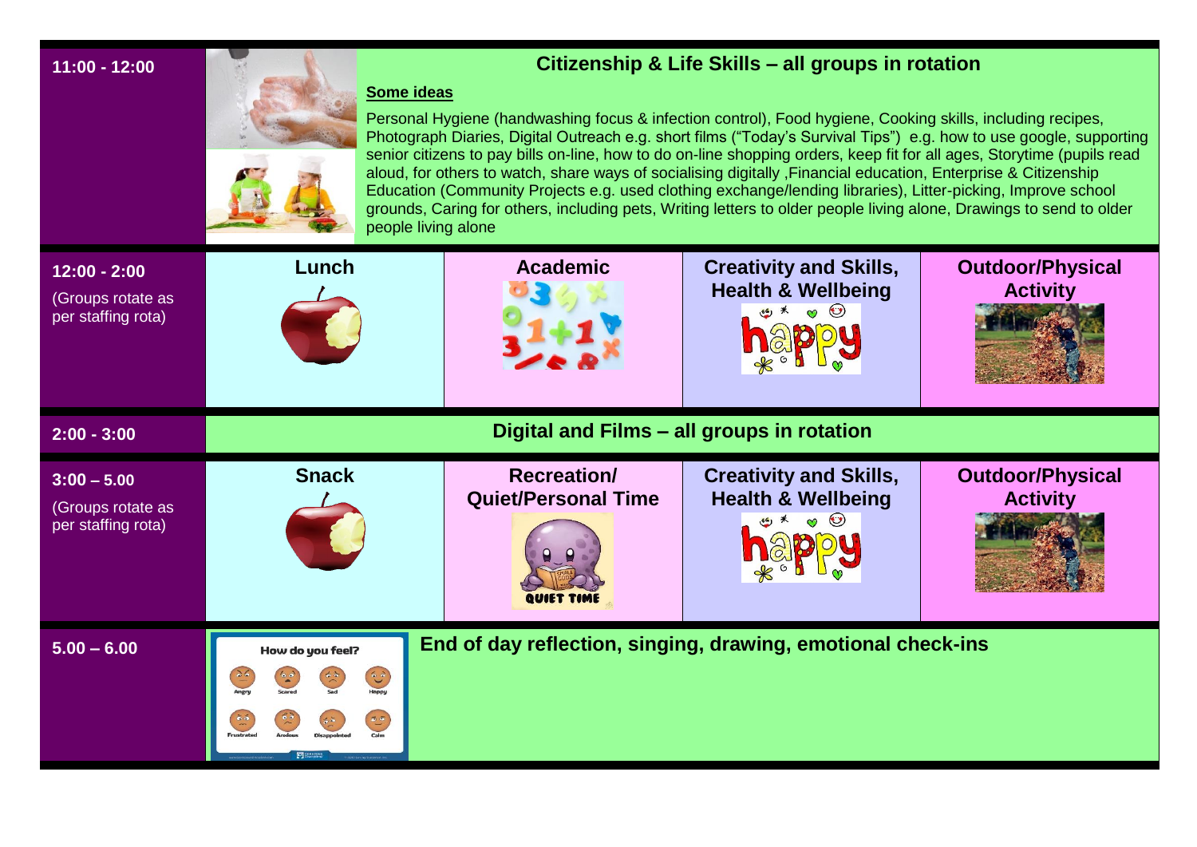| | | | | |
|---|---|---|---|---|
| **11:00 - 12:00** | **Citizenship & Life Skills – all groups in rotation**<br><br>**Some ideas**<br><br>Personal Hygiene (handwashing focus & infection control), Food hygiene, Cooking skills, including recipes, Photograph Diaries, Digital Outreach e.g. short films ("Today's Survival Tips") e.g. how to use google, supporting senior citizens to pay bills on-line, how to do on-line shopping orders, keep fit for all ages, Storytime (pupils read aloud, for others to watch, share ways of socialising digitally ,Financial education, Enterprise & Citizenship Education (Community Projects e.g. used clothing exchange/lending libraries), Litter-picking, Improve school grounds, Caring for others, including pets, Writing letters to older people living alone, Drawings to send to older people living alone | | | |
| **12:00 - 2:00**<br>(Groups rotate as per staffing rota) | **Lunch** | **Academic** | **Creativity and Skills, Health & Wellbeing** | **Outdoor/Physical Activity** |
| **2:00 - 3:00** | **Digital and Films – all groups in rotation** | | | |
| **3:00 – 5.00**<br>(Groups rotate as per staffing rota) | **Snack** | **Recreation/ Quiet/Personal Time** | **Creativity and Skills, Health & Wellbeing** | **Outdoor/Physical Activity** |
| **5.00 – 6.00** | **End of day reflection, singing, drawing, emotional check-ins** | | | |